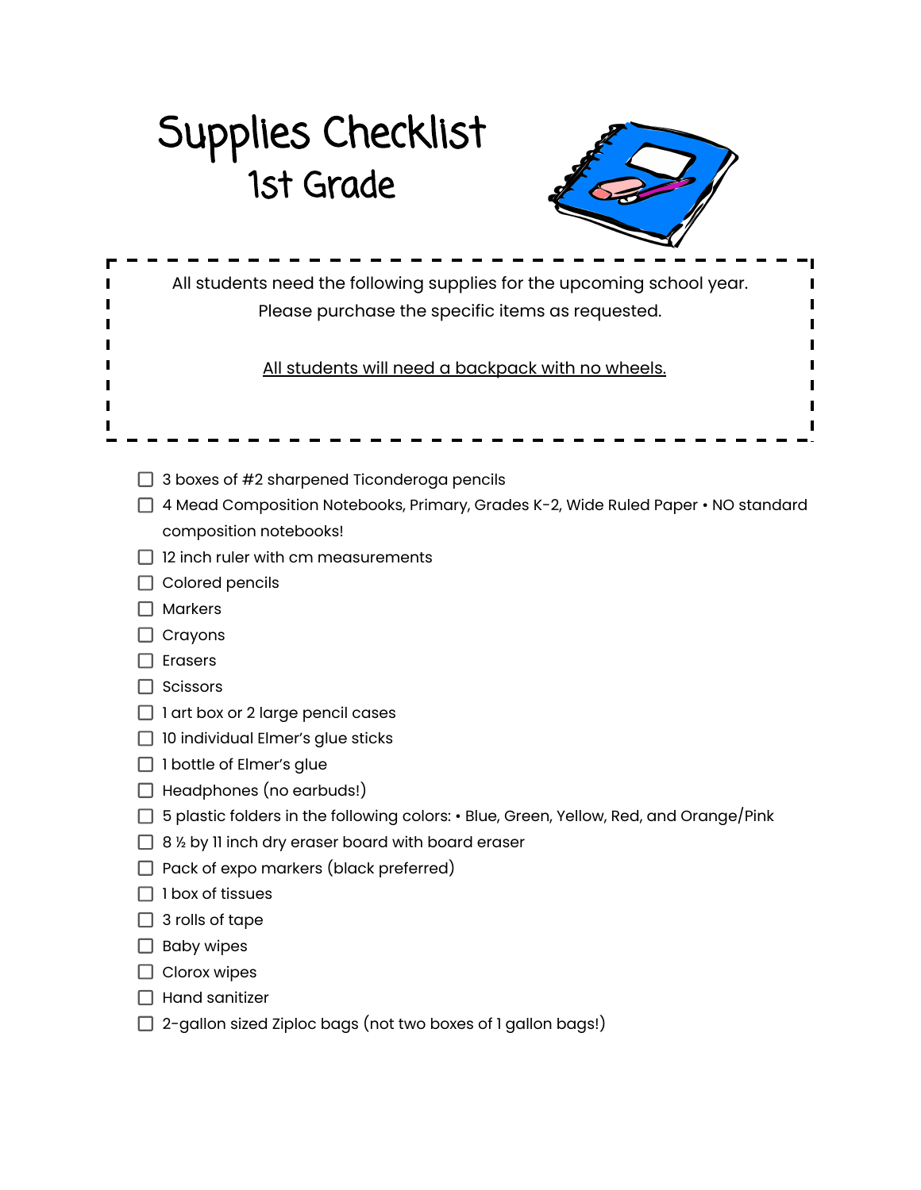# Supplies Checklist

## 1st Grade

All students need the following supplies for the upcoming school year.
Please purchase the specific items as requested.

All students will need a backpack with no wheels.

- [ ] 3 boxes of #2 sharpened Ticonderoga pencils
- [ ] 4 Mead Composition Notebooks, Primary, Grades K-2, Wide Ruled Paper • NO standard composition notebooks!
- [ ] 12 inch ruler with cm measurements
- [ ] Colored pencils
- [ ] Markers
- [ ] Crayons
- [ ] Erasers
- [ ] Scissors
- [ ] 1 art box or 2 large pencil cases
- [ ] 10 individual Elmer's glue sticks
- [ ] 1 bottle of Elmer's glue
- [ ] Headphones (no earbuds!)
- [ ] 5 plastic folders in the following colors: • Blue, Green, Yellow, Red, and Orange/Pink
- [ ] 8 ½ by 11 inch dry eraser board with board eraser
- [ ] Pack of expo markers (black preferred)
- [ ] 1 box of tissues
- [ ] 3 rolls of tape
- [ ] Baby wipes
- [ ] Clorox wipes
- [ ] Hand sanitizer
- [ ] 2-gallon sized Ziploc bags (not two boxes of 1 gallon bags!)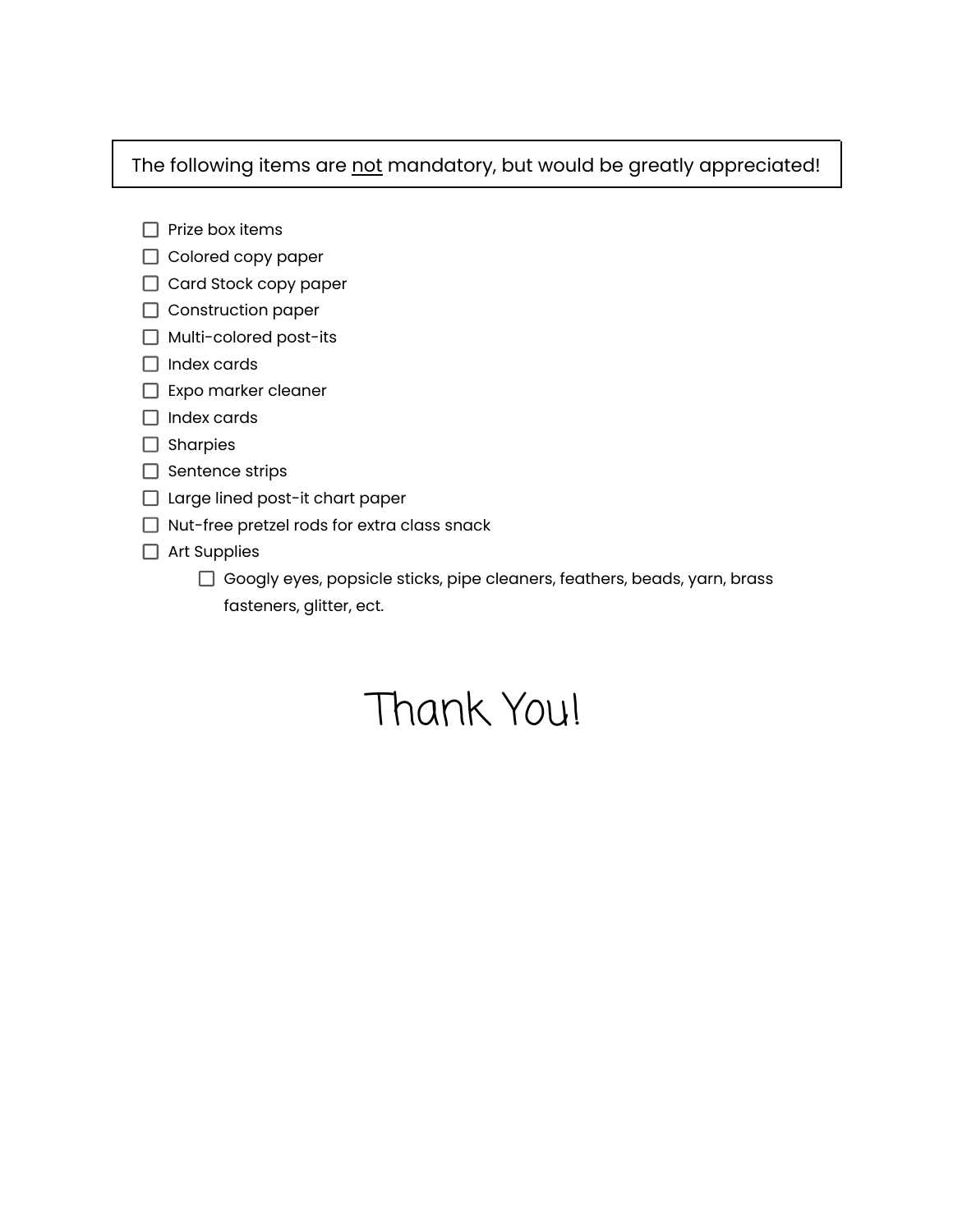The following items are <u>not</u> mandatory, but would be greatly appreciated!

- [ ] Prize box items
- [ ] Colored copy paper
- [ ] Card Stock copy paper
- [ ] Construction paper
- [ ] Multi-colored post-its
- [ ] Index cards
- [ ] Expo marker cleaner
- [ ] Index cards
- [ ] Sharpies
- [ ] Sentence strips
- [ ] Large lined post-it chart paper
- [ ] Nut-free pretzel rods for extra class snack
- [ ] Art Supplies
  - [ ] Googly eyes, popsicle sticks, pipe cleaners, feathers, beads, yarn, brass fasteners, glitter, ect.

# Thank You!